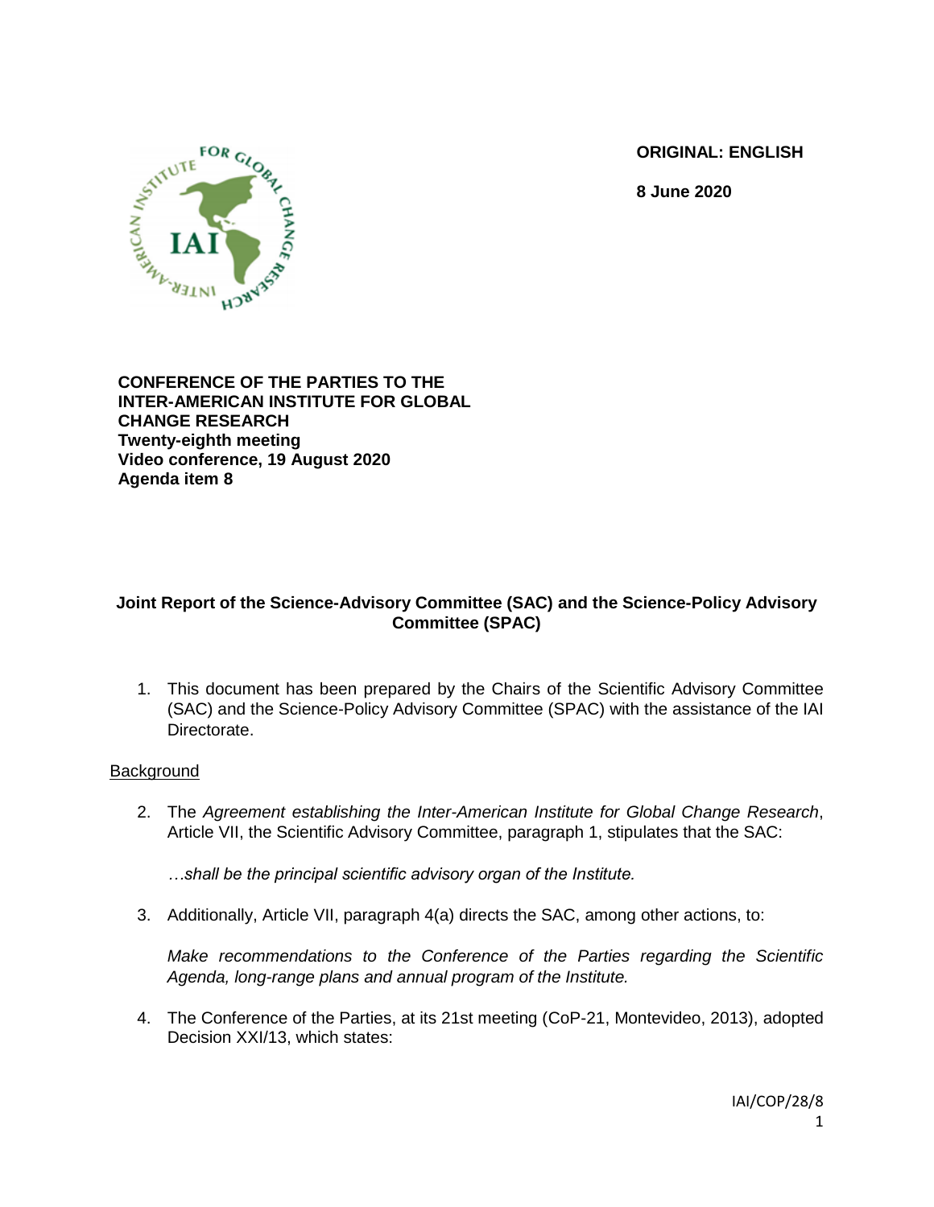**ORIGINAL: ENGLISH**

**8 June 2020**

**CONFERENCE OF THE PARTIES TO THE INTER-AMERICAN INSTITUTE FOR GLOBAL CHANGE RESEARCH**
**Twenty-eighth meeting**
**Video conference, 19 August 2020**
**Agenda item 8**

# Joint Report of the Science-Advisory Committee (SAC) and the Science-Policy Advisory Committee (SPAC)

1. This document has been prepared by the Chairs of the Scientific Advisory Committee (SAC) and the Science-Policy Advisory Committee (SPAC) with the assistance of the IAI Directorate.

## Background

2. The *Agreement establishing the Inter-American Institute for Global Change Research*, Article VII, the Scientific Advisory Committee, paragraph 1, stipulates that the SAC:

   *…shall be the principal scientific advisory organ of the Institute.*

3. Additionally, Article VII, paragraph 4(a) directs the SAC, among other actions, to:

   *Make recommendations to the Conference of the Parties regarding the Scientific Agenda, long-range plans and annual program of the Institute.*

4. The Conference of the Parties, at its 21st meeting (CoP-21, Montevideo, 2013), adopted Decision XXI/13, which states: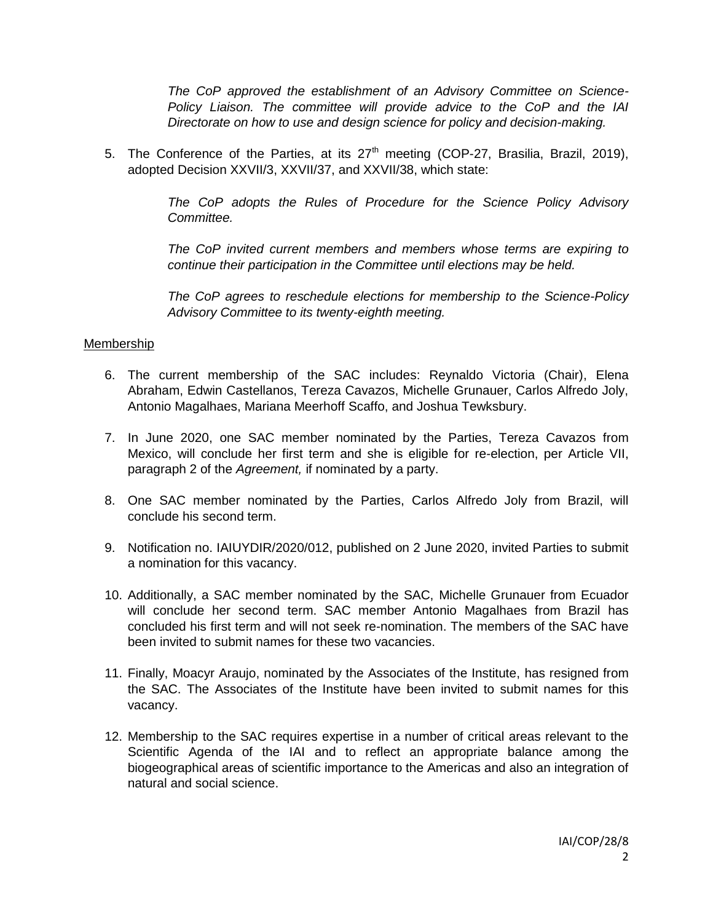*The CoP approved the establishment of an Advisory Committee on Science-Policy Liaison. The committee will provide advice to the CoP and the IAI Directorate on how to use and design science for policy and decision-making.*

5. The Conference of the Parties, at its 27th meeting (COP-27, Brasilia, Brazil, 2019), adopted Decision XXVII/3, XXVII/37, and XXVII/38, which state:

   *The CoP adopts the Rules of Procedure for the Science Policy Advisory Committee.*

   *The CoP invited current members and members whose terms are expiring to continue their participation in the Committee until elections may be held.*

   *The CoP agrees to reschedule elections for membership to the Science-Policy Advisory Committee to its twenty-eighth meeting.*

<u>Membership</u>

6. The current membership of the SAC includes: Reynaldo Victoria (Chair), Elena Abraham, Edwin Castellanos, Tereza Cavazos, Michelle Grunauer, Carlos Alfredo Joly, Antonio Magalhaes, Mariana Meerhoff Scaffo, and Joshua Tewksbury.

7. In June 2020, one SAC member nominated by the Parties, Tereza Cavazos from Mexico, will conclude her first term and she is eligible for re-election, per Article VII, paragraph 2 of the *Agreement,* if nominated by a party.

8. One SAC member nominated by the Parties, Carlos Alfredo Joly from Brazil, will conclude his second term.

9. Notification no. IAIUYDIR/2020/012, published on 2 June 2020, invited Parties to submit a nomination for this vacancy.

10. Additionally, a SAC member nominated by the SAC, Michelle Grunauer from Ecuador will conclude her second term. SAC member Antonio Magalhaes from Brazil has concluded his first term and will not seek re-nomination. The members of the SAC have been invited to submit names for these two vacancies.

11. Finally, Moacyr Araujo, nominated by the Associates of the Institute, has resigned from the SAC. The Associates of the Institute have been invited to submit names for this vacancy.

12. Membership to the SAC requires expertise in a number of critical areas relevant to the Scientific Agenda of the IAI and to reflect an appropriate balance among the biogeographical areas of scientific importance to the Americas and also an integration of natural and social science.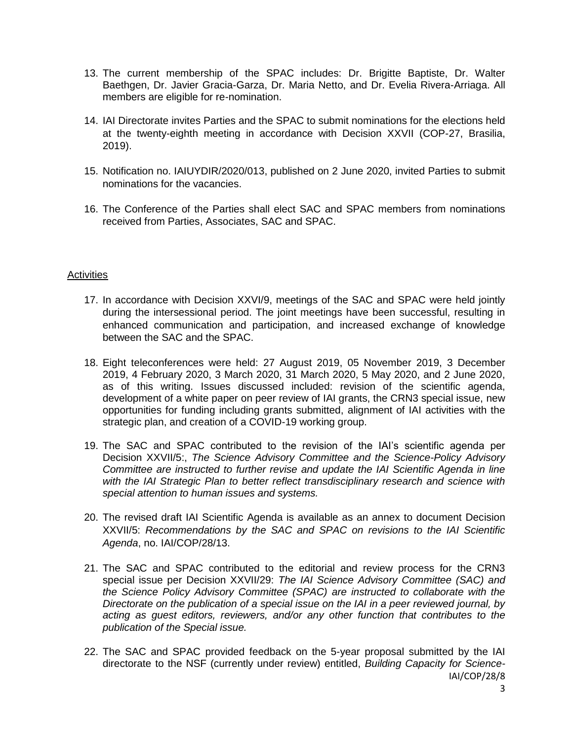13. The current membership of the SPAC includes: Dr. Brigitte Baptiste, Dr. Walter Baethgen, Dr. Javier Gracia-Garza, Dr. Maria Netto, and Dr. Evelia Rivera-Arriaga. All members are eligible for re-nomination.

14. IAI Directorate invites Parties and the SPAC to submit nominations for the elections held at the twenty-eighth meeting in accordance with Decision XXVII (COP-27, Brasilia, 2019).

15. Notification no. IAIUYDIR/2020/013, published on 2 June 2020, invited Parties to submit nominations for the vacancies.

16. The Conference of the Parties shall elect SAC and SPAC members from nominations received from Parties, Associates, SAC and SPAC.

## Activities

17. In accordance with Decision XXVI/9, meetings of the SAC and SPAC were held jointly during the intersessional period. The joint meetings have been successful, resulting in enhanced communication and participation, and increased exchange of knowledge between the SAC and the SPAC.

18. Eight teleconferences were held: 27 August 2019, 05 November 2019, 3 December 2019, 4 February 2020, 3 March 2020, 31 March 2020, 5 May 2020, and 2 June 2020, as of this writing. Issues discussed included: revision of the scientific agenda, development of a white paper on peer review of IAI grants, the CRN3 special issue, new opportunities for funding including grants submitted, alignment of IAI activities with the strategic plan, and creation of a COVID-19 working group.

19. The SAC and SPAC contributed to the revision of the IAI's scientific agenda per Decision XXVII/5:, *The Science Advisory Committee and the Science-Policy Advisory Committee are instructed to further revise and update the IAI Scientific Agenda in line with the IAI Strategic Plan to better reflect transdisciplinary research and science with special attention to human issues and systems.*

20. The revised draft IAI Scientific Agenda is available as an annex to document Decision XXVII/5: *Recommendations by the SAC and SPAC on revisions to the IAI Scientific Agenda*, no. IAI/COP/28/13.

21. The SAC and SPAC contributed to the editorial and review process for the CRN3 special issue per Decision XXVII/29: *The IAI Science Advisory Committee (SAC) and the Science Policy Advisory Committee (SPAC) are instructed to collaborate with the Directorate on the publication of a special issue on the IAI in a peer reviewed journal, by acting as guest editors, reviewers, and/or any other function that contributes to the publication of the Special issue.*

22. The SAC and SPAC provided feedback on the 5-year proposal submitted by the IAI directorate to the NSF (currently under review) entitled, *Building Capacity for Science-*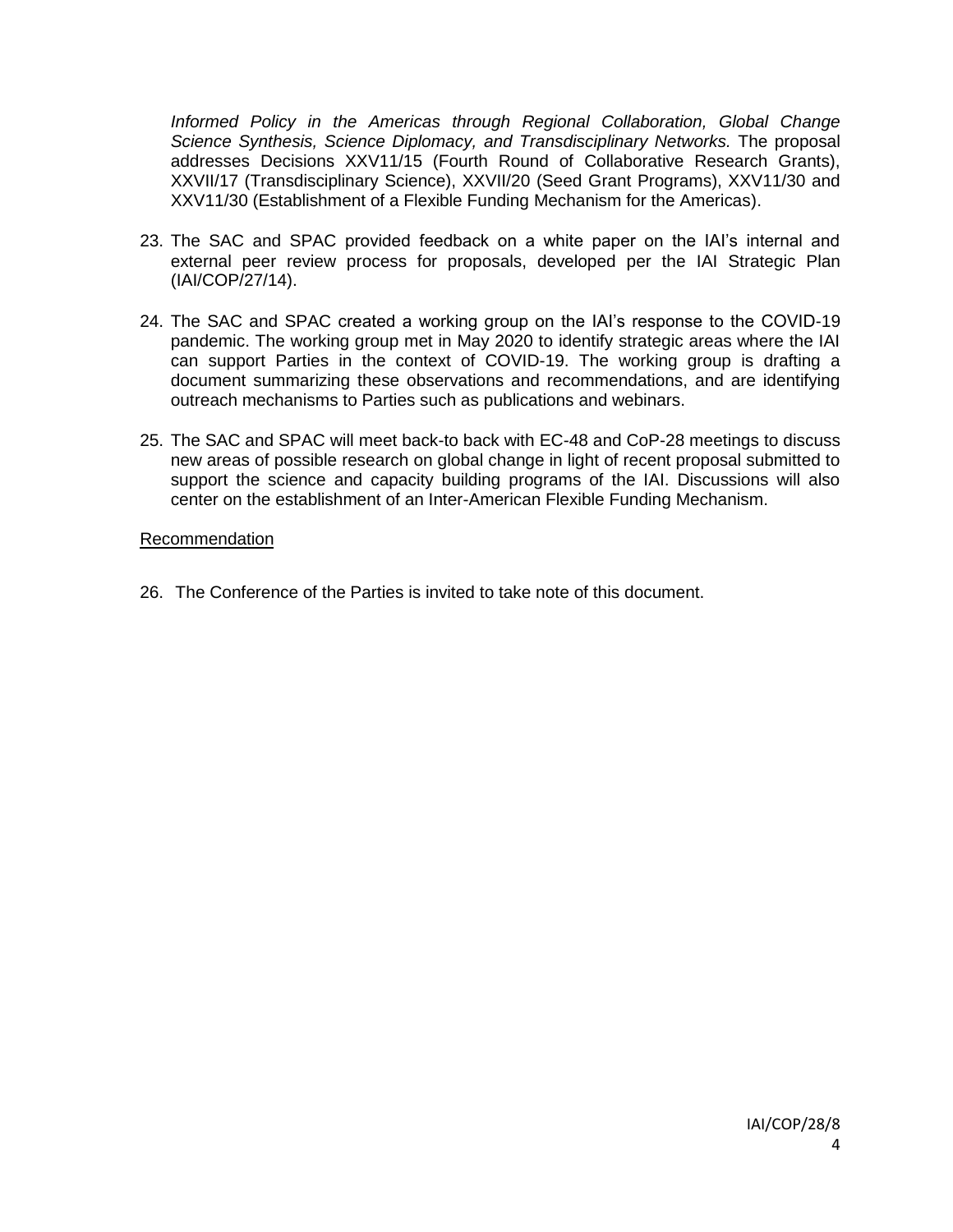*Informed Policy in the Americas through Regional Collaboration, Global Change Science Synthesis, Science Diplomacy, and Transdisciplinary Networks.* The proposal addresses Decisions XXV11/15 (Fourth Round of Collaborative Research Grants), XXVII/17 (Transdisciplinary Science), XXVII/20 (Seed Grant Programs), XXV11/30 and XXV11/30 (Establishment of a Flexible Funding Mechanism for the Americas).

23. The SAC and SPAC provided feedback on a white paper on the IAI's internal and external peer review process for proposals, developed per the IAI Strategic Plan (IAI/COP/27/14).

24. The SAC and SPAC created a working group on the IAI's response to the COVID-19 pandemic. The working group met in May 2020 to identify strategic areas where the IAI can support Parties in the context of COVID-19. The working group is drafting a document summarizing these observations and recommendations, and are identifying outreach mechanisms to Parties such as publications and webinars.

25. The SAC and SPAC will meet back-to back with EC-48 and CoP-28 meetings to discuss new areas of possible research on global change in light of recent proposal submitted to support the science and capacity building programs of the IAI. Discussions will also center on the establishment of an Inter-American Flexible Funding Mechanism.

<u>Recommendation</u>

26. The Conference of the Parties is invited to take note of this document.